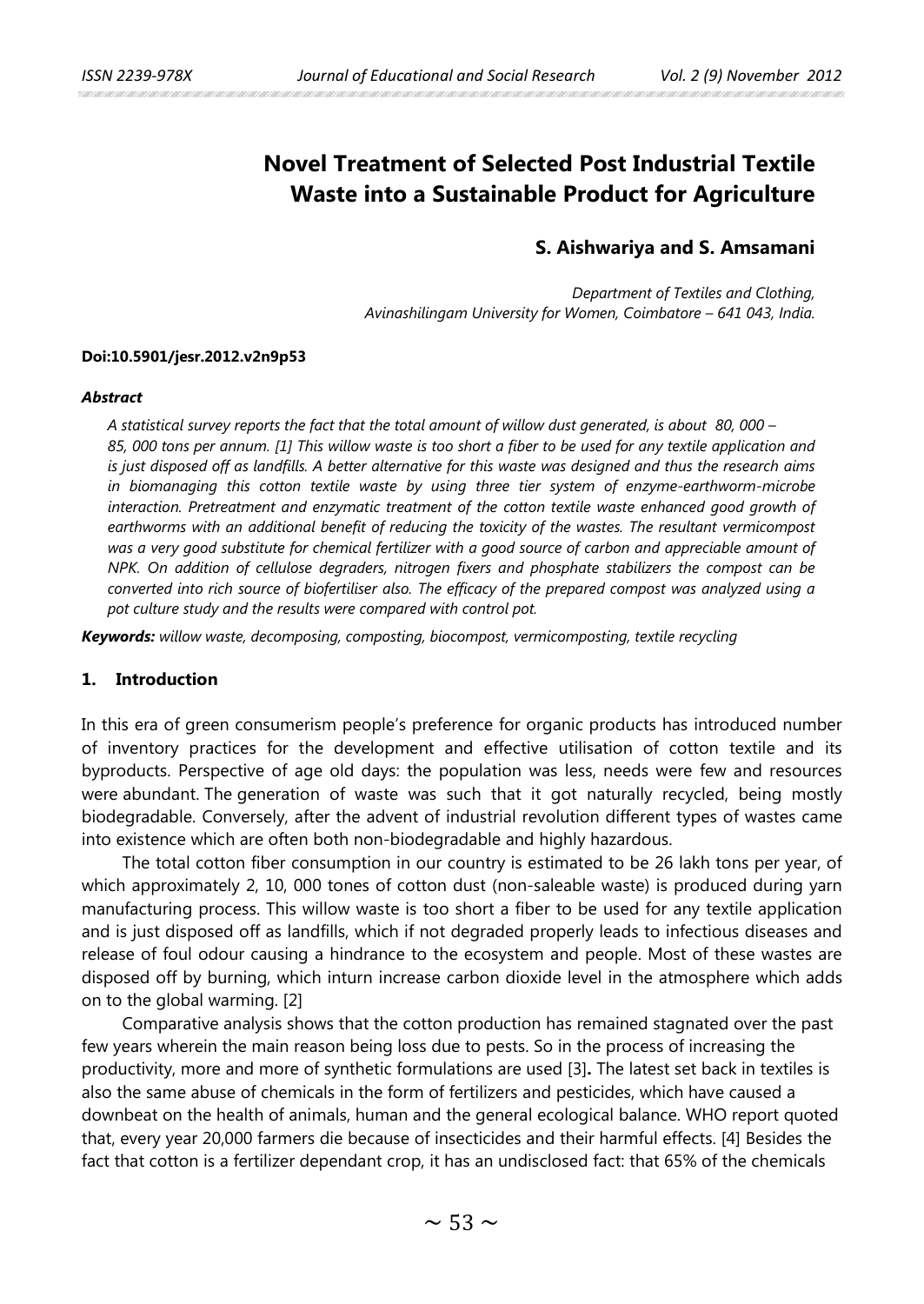# Novel Treatment of Selected Post Industrial Textile Waste into a Sustainable Product for Agriculture

**S. Aishwariya and S. Amsamani**

*Department of Textiles and Clothing,*
*Avinashilingam University for Women, Coimbatore – 641 043, India.*

**Doi:10.5901/jesr.2012.v2n9p53**

***Abstract***

*A statistical survey reports the fact that the total amount of willow dust generated, is about 80, 000 – 85, 000 tons per annum. [1] This willow waste is too short a fiber to be used for any textile application and is just disposed off as landfills. A better alternative for this waste was designed and thus the research aims in biomanaging this cotton textile waste by using three tier system of enzyme-earthworm-microbe interaction. Pretreatment and enzymatic treatment of the cotton textile waste enhanced good growth of earthworms with an additional benefit of reducing the toxicity of the wastes. The resultant vermicompost was a very good substitute for chemical fertilizer with a good source of carbon and appreciable amount of NPK. On addition of cellulose degraders, nitrogen fixers and phosphate stabilizers the compost can be converted into rich source of biofertiliser also. The efficacy of the prepared compost was analyzed using a pot culture study and the results were compared with control pot.*

***Keywords:*** *willow waste, decomposing, composting, biocompost, vermicomposting, textile recycling*

## 1. Introduction

In this era of green consumerism people's preference for organic products has introduced number of inventory practices for the development and effective utilisation of cotton textile and its byproducts. Perspective of age old days: the population was less, needs were few and resources were abundant. The generation of waste was such that it got naturally recycled, being mostly biodegradable. Conversely, after the advent of industrial revolution different types of wastes came into existence which are often both non-biodegradable and highly hazardous.

The total cotton fiber consumption in our country is estimated to be 26 lakh tons per year, of which approximately 2, 10, 000 tones of cotton dust (non-saleable waste) is produced during yarn manufacturing process. This willow waste is too short a fiber to be used for any textile application and is just disposed off as landfills, which if not degraded properly leads to infectious diseases and release of foul odour causing a hindrance to the ecosystem and people. Most of these wastes are disposed off by burning, which inturn increase carbon dioxide level in the atmosphere which adds on to the global warming. [2]

Comparative analysis shows that the cotton production has remained stagnated over the past few years wherein the main reason being loss due to pests. So in the process of increasing the productivity, more and more of synthetic formulations are used [3]**.** The latest set back in textiles is also the same abuse of chemicals in the form of fertilizers and pesticides, which have caused a downbeat on the health of animals, human and the general ecological balance. WHO report quoted that, every year 20,000 farmers die because of insecticides and their harmful effects. [4] Besides the fact that cotton is a fertilizer dependant crop, it has an undisclosed fact: that 65% of the chemicals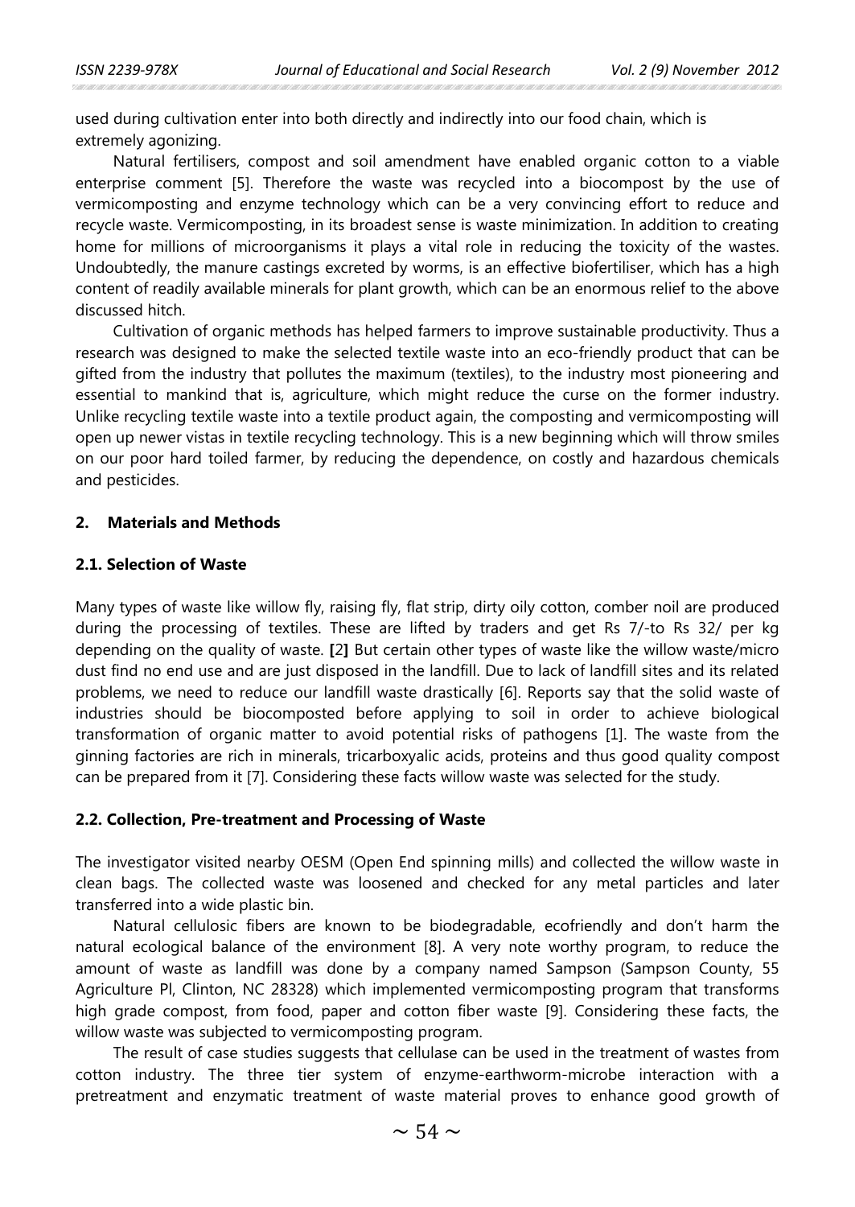used during cultivation enter into both directly and indirectly into our food chain, which is extremely agonizing.

Natural fertilisers, compost and soil amendment have enabled organic cotton to a viable enterprise comment [5]. Therefore the waste was recycled into a biocompost by the use of vermicomposting and enzyme technology which can be a very convincing effort to reduce and recycle waste. Vermicomposting, in its broadest sense is waste minimization. In addition to creating home for millions of microorganisms it plays a vital role in reducing the toxicity of the wastes. Undoubtedly, the manure castings excreted by worms, is an effective biofertiliser, which has a high content of readily available minerals for plant growth, which can be an enormous relief to the above discussed hitch.

Cultivation of organic methods has helped farmers to improve sustainable productivity. Thus a research was designed to make the selected textile waste into an eco-friendly product that can be gifted from the industry that pollutes the maximum (textiles), to the industry most pioneering and essential to mankind that is, agriculture, which might reduce the curse on the former industry. Unlike recycling textile waste into a textile product again, the composting and vermicomposting will open up newer vistas in textile recycling technology. This is a new beginning which will throw smiles on our poor hard toiled farmer, by reducing the dependence, on costly and hazardous chemicals and pesticides.

## 2. Materials and Methods

### 2.1. Selection of Waste

Many types of waste like willow fly, raising fly, flat strip, dirty oily cotton, comber noil are produced during the processing of textiles. These are lifted by traders and get Rs 7/-to Rs 32/ per kg depending on the quality of waste. **[**2**]** But certain other types of waste like the willow waste/micro dust find no end use and are just disposed in the landfill. Due to lack of landfill sites and its related problems, we need to reduce our landfill waste drastically [6]. Reports say that the solid waste of industries should be biocomposted before applying to soil in order to achieve biological transformation of organic matter to avoid potential risks of pathogens [1]. The waste from the ginning factories are rich in minerals, tricarboxyalic acids, proteins and thus good quality compost can be prepared from it [7]. Considering these facts willow waste was selected for the study.

### 2.2. Collection, Pre-treatment and Processing of Waste

The investigator visited nearby OESM (Open End spinning mills) and collected the willow waste in clean bags. The collected waste was loosened and checked for any metal particles and later transferred into a wide plastic bin.

Natural cellulosic fibers are known to be biodegradable, ecofriendly and don't harm the natural ecological balance of the environment [8]. A very note worthy program, to reduce the amount of waste as landfill was done by a company named Sampson (Sampson County, 55 Agriculture Pl, Clinton, NC 28328) which implemented vermicomposting program that transforms high grade compost, from food, paper and cotton fiber waste [9]. Considering these facts, the willow waste was subjected to vermicomposting program.

The result of case studies suggests that cellulase can be used in the treatment of wastes from cotton industry. The three tier system of enzyme-earthworm-microbe interaction with a pretreatment and enzymatic treatment of waste material proves to enhance good growth of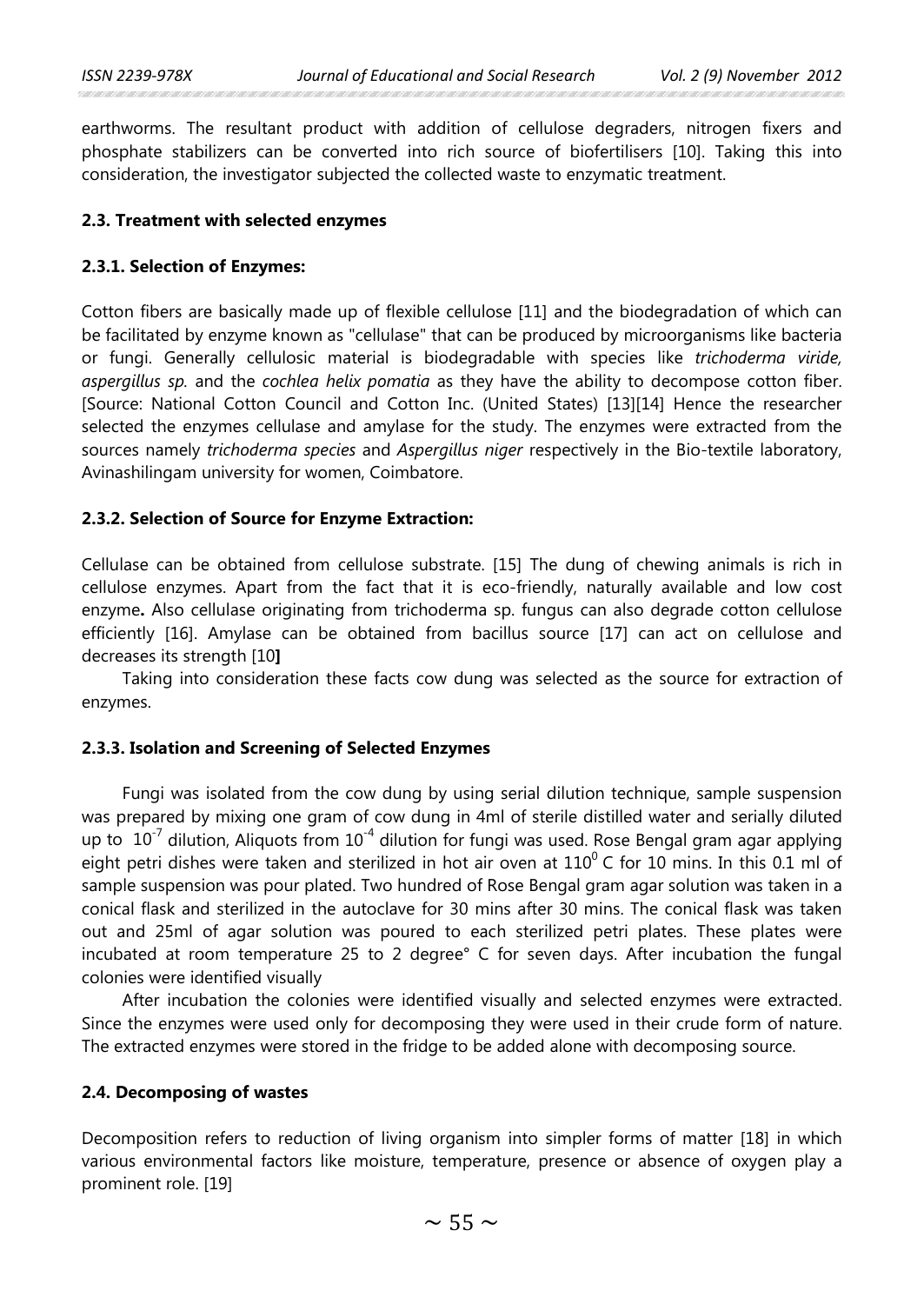earthworms. The resultant product with addition of cellulose degraders, nitrogen fixers and phosphate stabilizers can be converted into rich source of biofertilisers [10]. Taking this into consideration, the investigator subjected the collected waste to enzymatic treatment.

### 2.3. Treatment with selected enzymes

#### 2.3.1. Selection of Enzymes:

Cotton fibers are basically made up of flexible cellulose [11] and the biodegradation of which can be facilitated by enzyme known as "cellulase" that can be produced by microorganisms like bacteria or fungi. Generally cellulosic material is biodegradable with species like *trichoderma viride, aspergillus sp.* and the *cochlea helix pomatia* as they have the ability to decompose cotton fiber. [Source: National Cotton Council and Cotton Inc. (United States) [13][14] Hence the researcher selected the enzymes cellulase and amylase for the study. The enzymes were extracted from the sources namely *trichoderma species* and *Aspergillus niger* respectively in the Bio-textile laboratory, Avinashilingam university for women, Coimbatore.

#### 2.3.2. Selection of Source for Enzyme Extraction:

Cellulase can be obtained from cellulose substrate. [15] The dung of chewing animals is rich in cellulose enzymes. Apart from the fact that it is eco-friendly, naturally available and low cost enzyme**.** Also cellulase originating from trichoderma sp. fungus can also degrade cotton cellulose efficiently [16]. Amylase can be obtained from bacillus source [17] can act on cellulose and decreases its strength [10**]**

Taking into consideration these facts cow dung was selected as the source for extraction of enzymes.

#### 2.3.3. Isolation and Screening of Selected Enzymes

Fungi was isolated from the cow dung by using serial dilution technique, sample suspension was prepared by mixing one gram of cow dung in 4ml of sterile distilled water and serially diluted up to $10^{-7}$ dilution, Aliquots from $10^{-4}$ dilution for fungi was used. Rose Bengal gram agar applying eight petri dishes were taken and sterilized in hot air oven at $110^{0}$ C for 10 mins. In this 0.1 ml of sample suspension was pour plated. Two hundred of Rose Bengal gram agar solution was taken in a conical flask and sterilized in the autoclave for 30 mins after 30 mins. The conical flask was taken out and 25ml of agar solution was poured to each sterilized petri plates. These plates were incubated at room temperature 25 to 2 degree° C for seven days. After incubation the fungal colonies were identified visually

After incubation the colonies were identified visually and selected enzymes were extracted. Since the enzymes were used only for decomposing they were used in their crude form of nature. The extracted enzymes were stored in the fridge to be added alone with decomposing source.

### 2.4. Decomposing of wastes

Decomposition refers to reduction of living organism into simpler forms of matter [18] in which various environmental factors like moisture, temperature, presence or absence of oxygen play a prominent role. [19]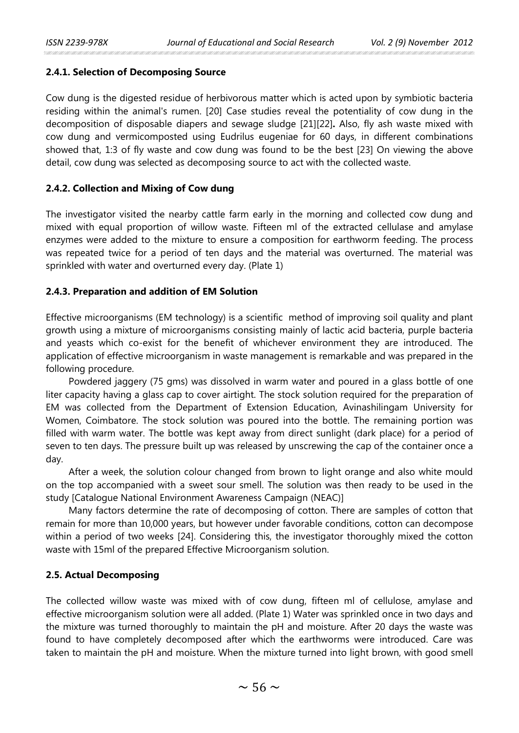#### 2.4.1. Selection of Decomposing Source

Cow dung is the digested residue of herbivorous matter which is acted upon by symbiotic bacteria residing within the animal's rumen. [20] Case studies reveal the potentiality of cow dung in the decomposition of disposable diapers and sewage sludge [21][22]**.** Also, fly ash waste mixed with cow dung and vermicomposted using Eudrilus eugeniae for 60 days, in different combinations showed that, 1:3 of fly waste and cow dung was found to be the best [23] On viewing the above detail, cow dung was selected as decomposing source to act with the collected waste.

#### 2.4.2. Collection and Mixing of Cow dung

The investigator visited the nearby cattle farm early in the morning and collected cow dung and mixed with equal proportion of willow waste. Fifteen ml of the extracted cellulase and amylase enzymes were added to the mixture to ensure a composition for earthworm feeding. The process was repeated twice for a period of ten days and the material was overturned. The material was sprinkled with water and overturned every day. (Plate 1)

#### 2.4.3. Preparation and addition of EM Solution

Effective microorganisms (EM technology) is a scientific method of improving soil quality and plant growth using a mixture of microorganisms consisting mainly of lactic acid bacteria, purple bacteria and yeasts which co-exist for the benefit of whichever environment they are introduced. The application of effective microorganism in waste management is remarkable and was prepared in the following procedure.

Powdered jaggery (75 gms) was dissolved in warm water and poured in a glass bottle of one liter capacity having a glass cap to cover airtight. The stock solution required for the preparation of EM was collected from the Department of Extension Education, Avinashilingam University for Women, Coimbatore. The stock solution was poured into the bottle. The remaining portion was filled with warm water. The bottle was kept away from direct sunlight (dark place) for a period of seven to ten days. The pressure built up was released by unscrewing the cap of the container once a day.

After a week, the solution colour changed from brown to light orange and also white mould on the top accompanied with a sweet sour smell. The solution was then ready to be used in the study [Catalogue National Environment Awareness Campaign (NEAC)]

Many factors determine the rate of decomposing of cotton. There are samples of cotton that remain for more than 10,000 years, but however under favorable conditions, cotton can decompose within a period of two weeks [24]. Considering this, the investigator thoroughly mixed the cotton waste with 15ml of the prepared Effective Microorganism solution.

### 2.5. Actual Decomposing

The collected willow waste was mixed with of cow dung, fifteen ml of cellulose, amylase and effective microorganism solution were all added. (Plate 1) Water was sprinkled once in two days and the mixture was turned thoroughly to maintain the pH and moisture. After 20 days the waste was found to have completely decomposed after which the earthworms were introduced. Care was taken to maintain the pH and moisture. When the mixture turned into light brown, with good smell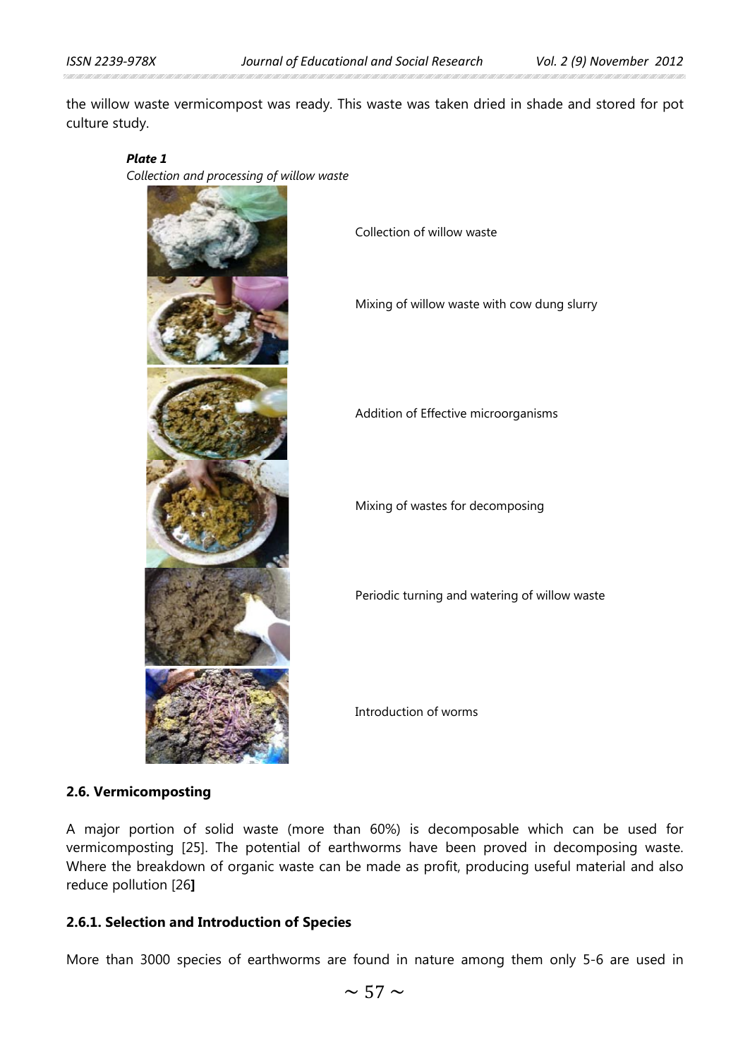the willow waste vermicompost was ready. This waste was taken dried in shade and stored for pot culture study.

***Plate 1***

*Collection and processing of willow waste*

Collection of willow waste

Mixing of willow waste with cow dung slurry

Addition of Effective microorganisms

Mixing of wastes for decomposing

Periodic turning and watering of willow waste

Introduction of worms

### 2.6. Vermicomposting

A major portion of solid waste (more than 60%) is decomposable which can be used for vermicomposting [25]. The potential of earthworms have been proved in decomposing waste. Where the breakdown of organic waste can be made as profit, producing useful material and also reduce pollution [26]

#### 2.6.1. Selection and Introduction of Species

More than 3000 species of earthworms are found in nature among them only 5-6 are used in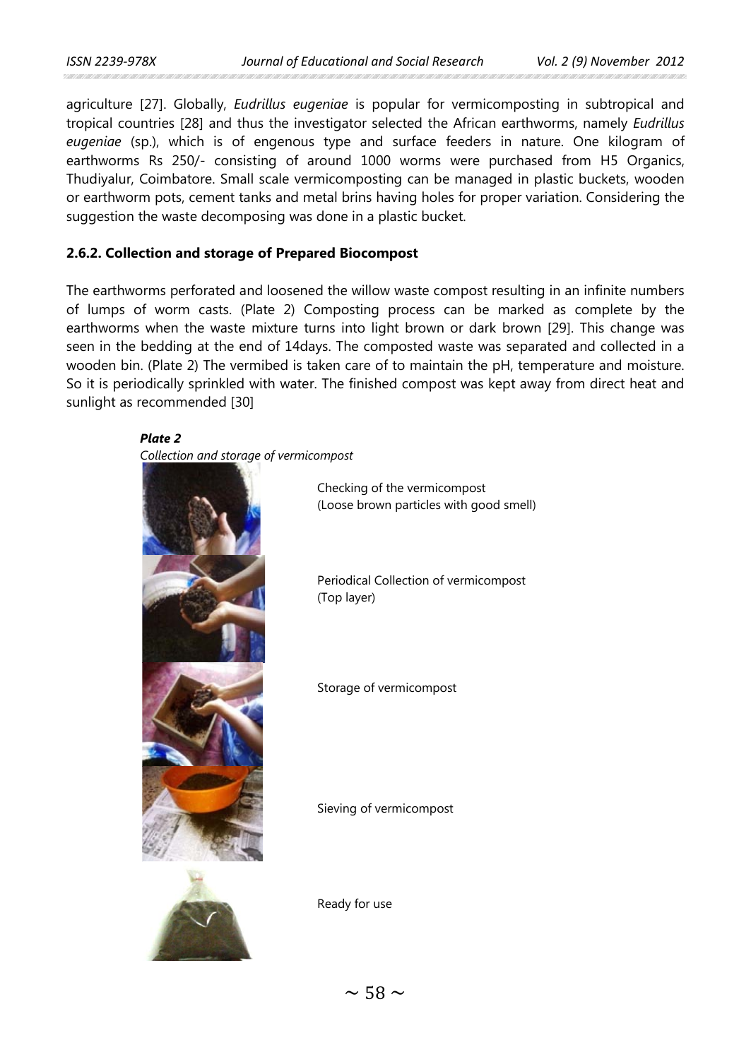agriculture [27]. Globally, *Eudrillus eugeniae* is popular for vermicomposting in subtropical and tropical countries [28] and thus the investigator selected the African earthworms, namely *Eudrillus eugeniae* (sp.), which is of engenous type and surface feeders in nature. One kilogram of earthworms Rs 250/- consisting of around 1000 worms were purchased from H5 Organics, Thudiyalur, Coimbatore. Small scale vermicomposting can be managed in plastic buckets, wooden or earthworm pots, cement tanks and metal brins having holes for proper variation. Considering the suggestion the waste decomposing was done in a plastic bucket.

### 2.6.2. Collection and storage of Prepared Biocompost

The earthworms perforated and loosened the willow waste compost resulting in an infinite numbers of lumps of worm casts. (Plate 2) Composting process can be marked as complete by the earthworms when the waste mixture turns into light brown or dark brown [29]. This change was seen in the bedding at the end of 14days. The composted waste was separated and collected in a wooden bin. (Plate 2) The vermibed is taken care of to maintain the pH, temperature and moisture. So it is periodically sprinkled with water. The finished compost was kept away from direct heat and sunlight as recommended [30]

***Plate 2***
*Collection and storage of vermicompost*

Checking of the vermicompost (Loose brown particles with good smell)

Periodical Collection of vermicompost (Top layer)

Storage of vermicompost

Sieving of vermicompost

Ready for use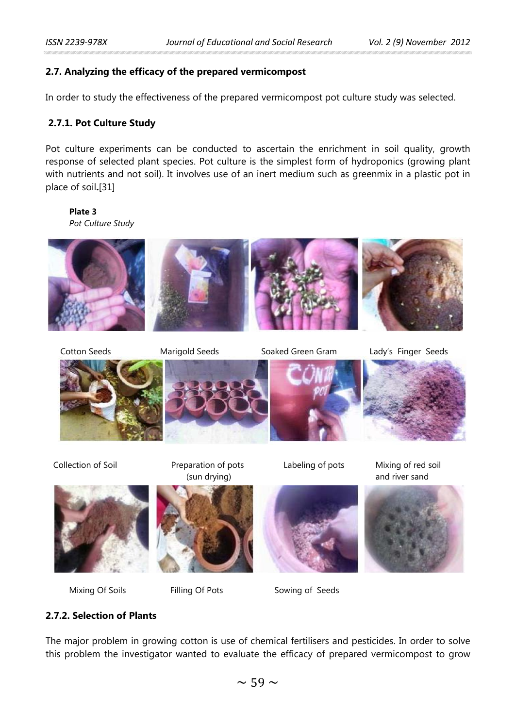### 2.7. Analyzing the efficacy of the prepared vermicompost

In order to study the effectiveness of the prepared vermicompost pot culture study was selected.

#### 2.7.1. Pot Culture Study

Pot culture experiments can be conducted to ascertain the enrichment in soil quality, growth response of selected plant species. Pot culture is the simplest form of hydroponics (growing plant with nutrients and not soil). It involves use of an inert medium such as greenmix in a plastic pot in place of soil.[31]

**Plate 3**
*Pot Culture Study*

Cotton Seeds | Marigold Seeds | Soaked Green Gram | Lady's Finger Seeds

Collection of Soil | Preparation of pots (sun drying) | Labeling of pots | Mixing of red soil and river sand

Mixing Of Soils | Filling Of Pots | Sowing of Seeds

#### 2.7.2. Selection of Plants

The major problem in growing cotton is use of chemical fertilisers and pesticides. In order to solve this problem the investigator wanted to evaluate the efficacy of prepared vermicompost to grow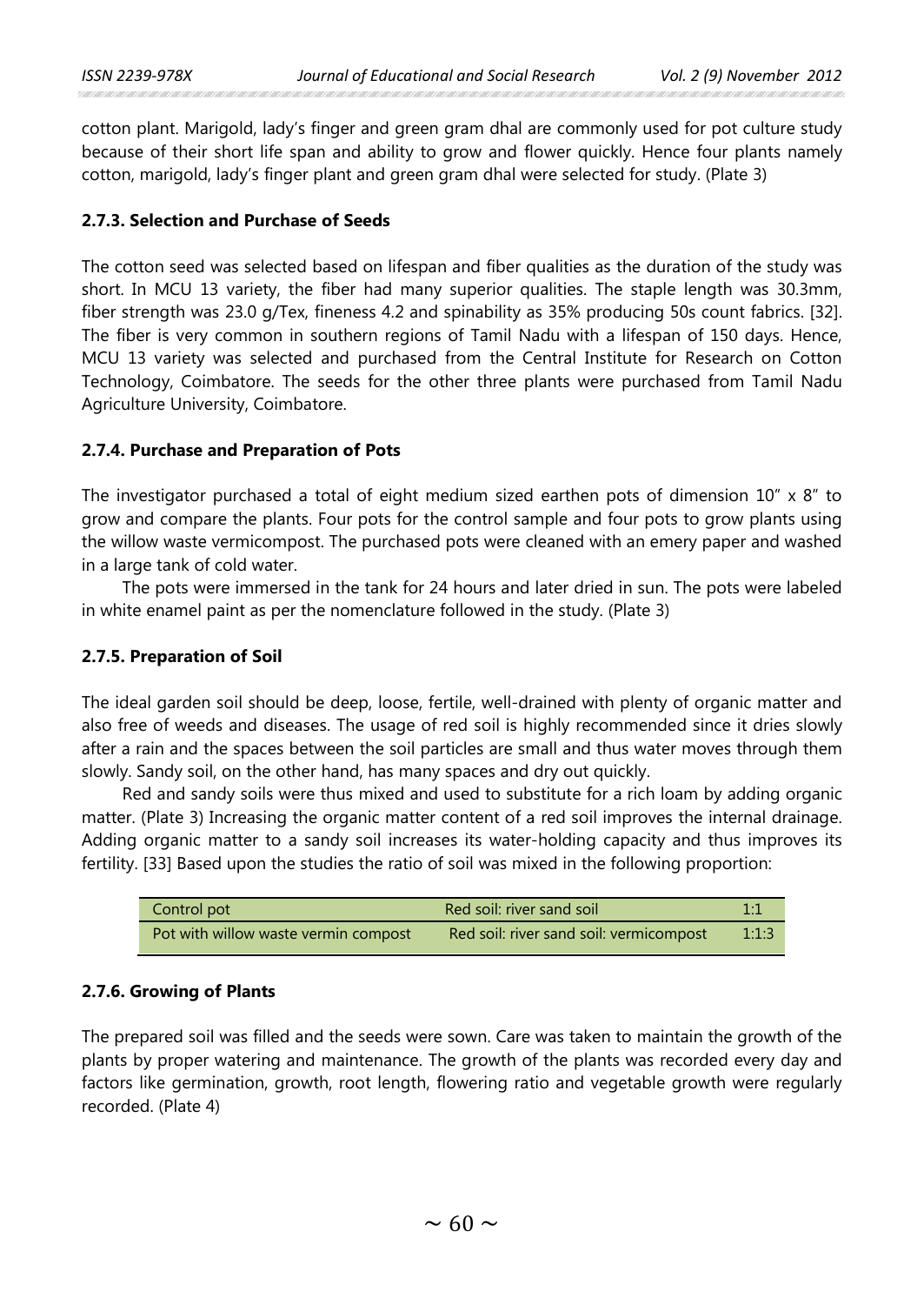cotton plant. Marigold, lady's finger and green gram dhal are commonly used for pot culture study because of their short life span and ability to grow and flower quickly. Hence four plants namely cotton, marigold, lady's finger plant and green gram dhal were selected for study. (Plate 3)

### 2.7.3. Selection and Purchase of Seeds

The cotton seed was selected based on lifespan and fiber qualities as the duration of the study was short. In MCU 13 variety, the fiber had many superior qualities. The staple length was 30.3mm, fiber strength was 23.0 g/Tex, fineness 4.2 and spinability as 35% producing 50s count fabrics. [32]. The fiber is very common in southern regions of Tamil Nadu with a lifespan of 150 days. Hence, MCU 13 variety was selected and purchased from the Central Institute for Research on Cotton Technology, Coimbatore. The seeds for the other three plants were purchased from Tamil Nadu Agriculture University, Coimbatore.

### 2.7.4. Purchase and Preparation of Pots

The investigator purchased a total of eight medium sized earthen pots of dimension 10" x 8" to grow and compare the plants. Four pots for the control sample and four pots to grow plants using the willow waste vermicompost. The purchased pots were cleaned with an emery paper and washed in a large tank of cold water.

The pots were immersed in the tank for 24 hours and later dried in sun. The pots were labeled in white enamel paint as per the nomenclature followed in the study. (Plate 3)

### 2.7.5. Preparation of Soil

The ideal garden soil should be deep, loose, fertile, well-drained with plenty of organic matter and also free of weeds and diseases. The usage of red soil is highly recommended since it dries slowly after a rain and the spaces between the soil particles are small and thus water moves through them slowly. Sandy soil, on the other hand, has many spaces and dry out quickly.

Red and sandy soils were thus mixed and used to substitute for a rich loam by adding organic matter. (Plate 3) Increasing the organic matter content of a red soil improves the internal drainage. Adding organic matter to a sandy soil increases its water-holding capacity and thus improves its fertility. [33] Based upon the studies the ratio of soil was mixed in the following proportion:

| Control pot | Red soil: river sand soil | 1:1 |
|---|---|---|
| Pot with willow waste vermin compost | Red soil: river sand soil: vermicompost | 1:1:3 |

### 2.7.6. Growing of Plants

The prepared soil was filled and the seeds were sown. Care was taken to maintain the growth of the plants by proper watering and maintenance. The growth of the plants was recorded every day and factors like germination, growth, root length, flowering ratio and vegetable growth were regularly recorded. (Plate 4)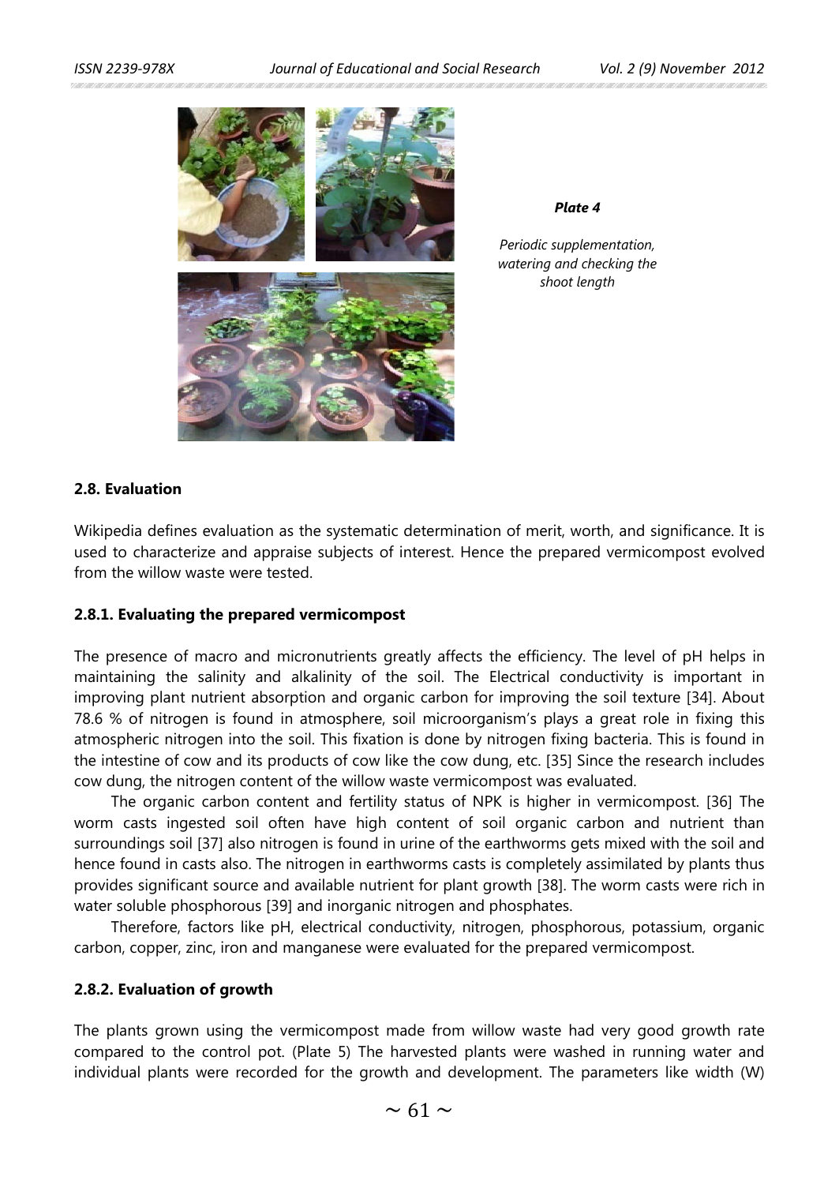*Plate 4*

*Periodic supplementation, watering and checking the shoot length*

### 2.8. Evaluation

Wikipedia defines evaluation as the systematic determination of merit, worth, and significance. It is used to characterize and appraise subjects of interest. Hence the prepared vermicompost evolved from the willow waste were tested.

#### 2.8.1. Evaluating the prepared vermicompost

The presence of macro and micronutrients greatly affects the efficiency. The level of pH helps in maintaining the salinity and alkalinity of the soil. The Electrical conductivity is important in improving plant nutrient absorption and organic carbon for improving the soil texture [34]. About 78.6 % of nitrogen is found in atmosphere, soil microorganism's plays a great role in fixing this atmospheric nitrogen into the soil. This fixation is done by nitrogen fixing bacteria. This is found in the intestine of cow and its products of cow like the cow dung, etc. [35] Since the research includes cow dung, the nitrogen content of the willow waste vermicompost was evaluated.

The organic carbon content and fertility status of NPK is higher in vermicompost. [36] The worm casts ingested soil often have high content of soil organic carbon and nutrient than surroundings soil [37] also nitrogen is found in urine of the earthworms gets mixed with the soil and hence found in casts also. The nitrogen in earthworms casts is completely assimilated by plants thus provides significant source and available nutrient for plant growth [38]. The worm casts were rich in water soluble phosphorous [39] and inorganic nitrogen and phosphates.

Therefore, factors like pH, electrical conductivity, nitrogen, phosphorous, potassium, organic carbon, copper, zinc, iron and manganese were evaluated for the prepared vermicompost.

#### 2.8.2. Evaluation of growth

The plants grown using the vermicompost made from willow waste had very good growth rate compared to the control pot. (Plate 5) The harvested plants were washed in running water and individual plants were recorded for the growth and development. The parameters like width (W)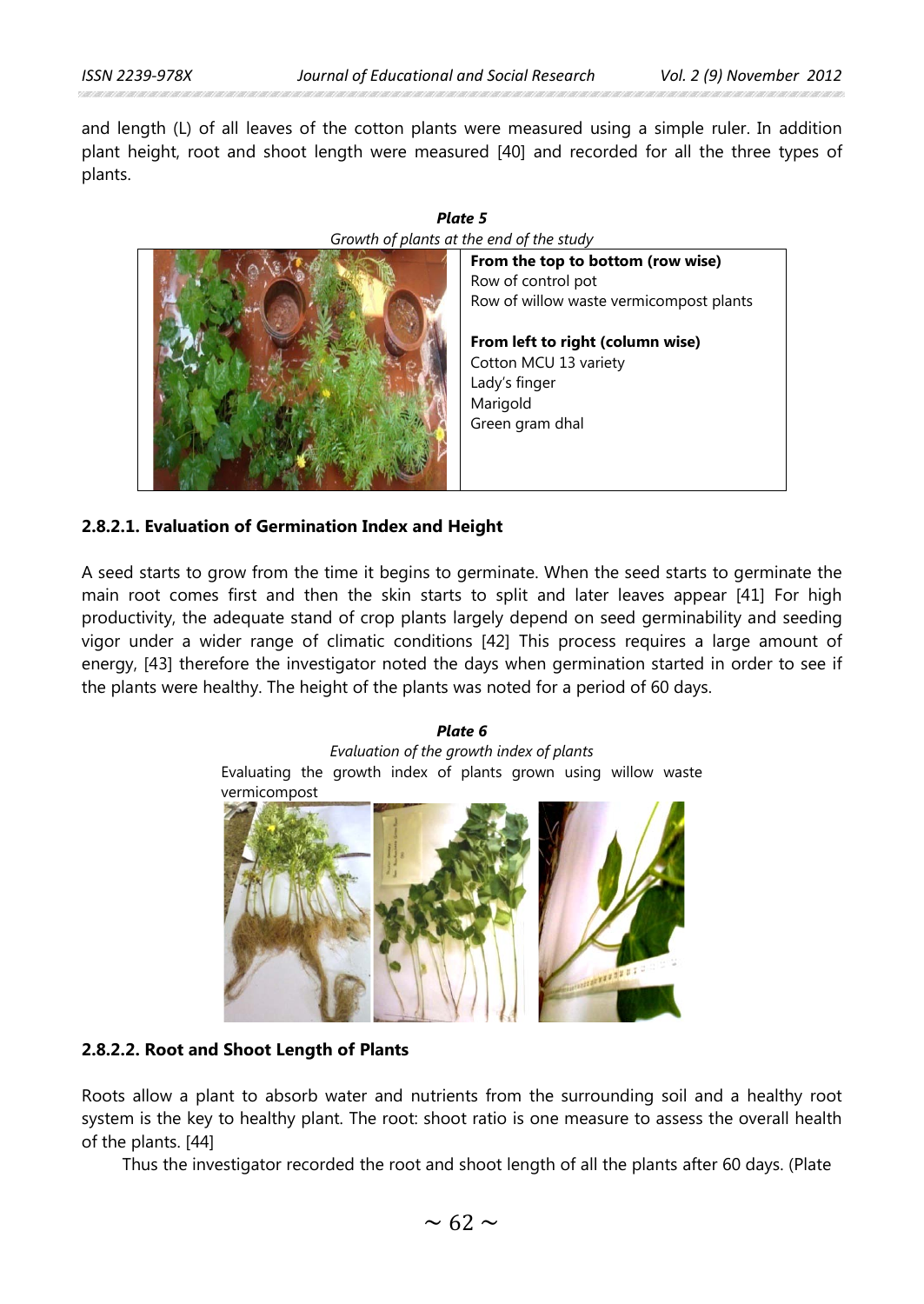and length (L) of all leaves of the cotton plants were measured using a simple ruler. In addition plant height, root and shoot length were measured [40] and recorded for all the three types of plants.

***Plate 5***

*Growth of plants at the end of the study*

**From the top to bottom (row wise)**
Row of control pot
Row of willow waste vermicompost plants

**From left to right (column wise)**
Cotton MCU 13 variety
Lady's finger
Marigold
Green gram dhal

#### 2.8.2.1. Evaluation of Germination Index and Height

A seed starts to grow from the time it begins to germinate. When the seed starts to germinate the main root comes first and then the skin starts to split and later leaves appear [41] For high productivity, the adequate stand of crop plants largely depend on seed germinability and seeding vigor under a wider range of climatic conditions [42] This process requires a large amount of energy, [43] therefore the investigator noted the days when germination started in order to see if the plants were healthy. The height of the plants was noted for a period of 60 days.

***Plate 6***

*Evaluation of the growth index of plants*

Evaluating the growth index of plants grown using willow waste vermicompost

#### 2.8.2.2. Root and Shoot Length of Plants

Roots allow a plant to absorb water and nutrients from the surrounding soil and a healthy root system is the key to healthy plant. The root: shoot ratio is one measure to assess the overall health of the plants. [44]

Thus the investigator recorded the root and shoot length of all the plants after 60 days. (Plate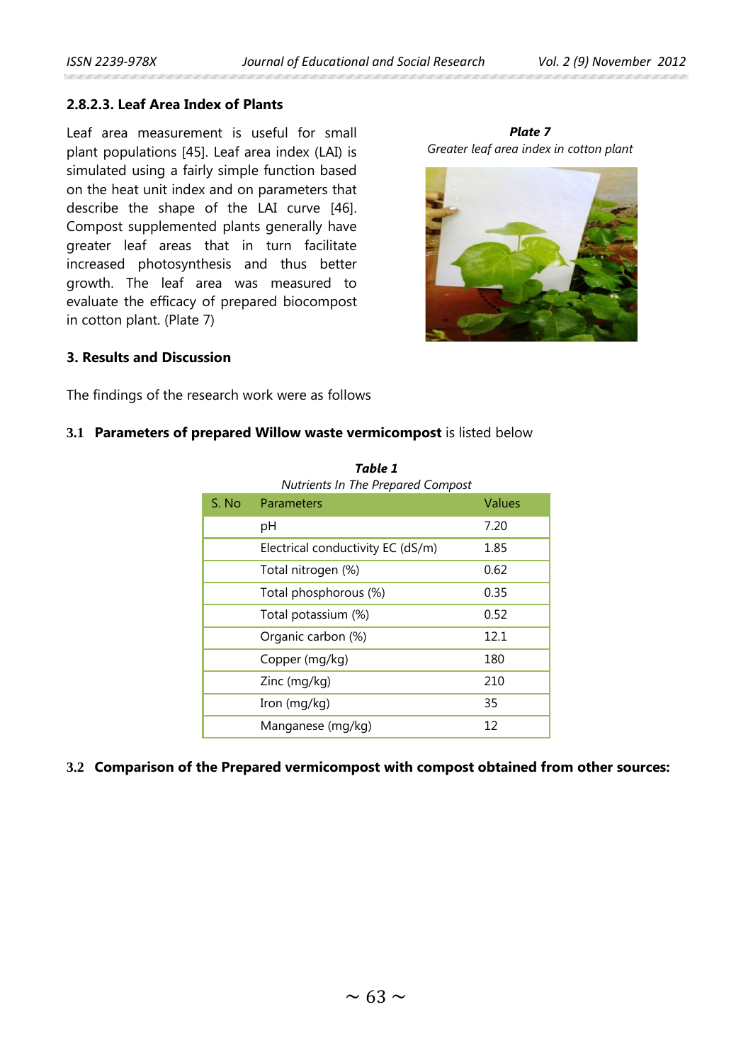### 2.8.2.3. Leaf Area Index of Plants

Leaf area measurement is useful for small plant populations [45]. Leaf area index (LAI) is simulated using a fairly simple function based on the heat unit index and on parameters that describe the shape of the LAI curve [46]. Compost supplemented plants generally have greater leaf areas that in turn facilitate increased photosynthesis and thus better growth. The leaf area was measured to evaluate the efficacy of prepared biocompost in cotton plant. (Plate 7)

***Plate 7***

*Greater leaf area index in cotton plant*

## 3. Results and Discussion

The findings of the research work were as follows

### 3.1 **Parameters of prepared Willow waste vermicompost** is listed below

***Table 1***

*Nutrients In The Prepared Compost*

| S. No | Parameters | Values |
|---|---|---|
| | pH | 7.20 |
| | Electrical conductivity EC (dS/m) | 1.85 |
| | Total nitrogen (%) | 0.62 |
| | Total phosphorous (%) | 0.35 |
| | Total potassium (%) | 0.52 |
| | Organic carbon (%) | 12.1 |
| | Copper (mg/kg) | 180 |
| | Zinc (mg/kg) | 210 |
| | Iron (mg/kg) | 35 |
| | Manganese (mg/kg) | 12 |

### 3.2 Comparison of the Prepared vermicompost with compost obtained from other sources: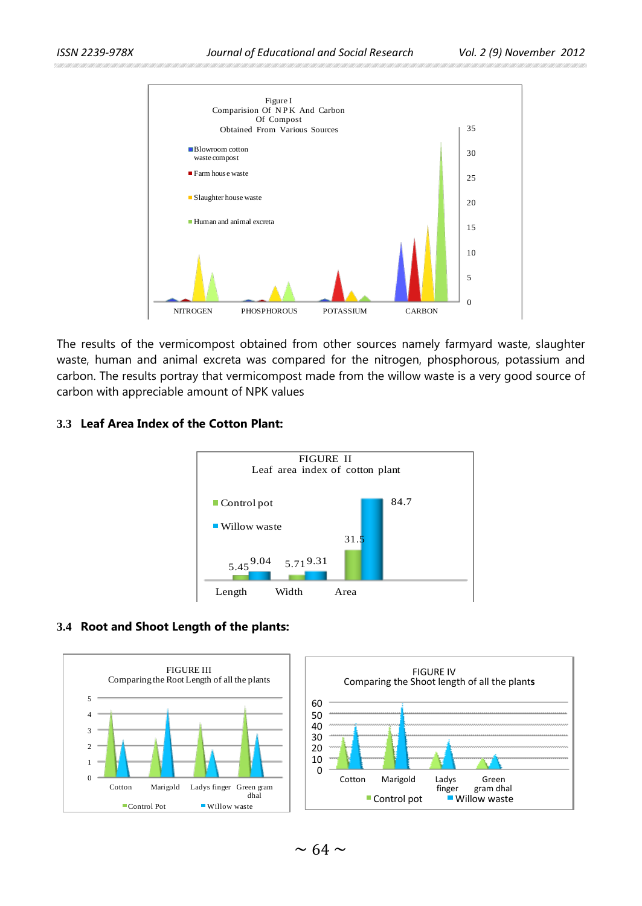Figure I
Comparision Of NPK And Carbon Of Compost Obtained From Various Sources

The results of the vermicompost obtained from other sources namely farmyard waste, slaughter waste, human and animal excreta was compared for the nitrogen, phosphorous, potassium and carbon. The results portray that vermicompost made from the willow waste is a very good source of carbon with appreciable amount of NPK values

### 3.3 Leaf Area Index of the Cotton Plant:

FIGURE II
Leaf area index of cotton plant

| | Control pot | Willow waste |
|---|---|---|
| Length | 5.45 | 9.04 |
| Width | 5.71 | 9.31 |
| Area | 31.5 | 84.7 |

### 3.4 Root and Shoot Length of the plants:

FIGURE III
Comparing the Root Length of all the plants

FIGURE IV
Comparing the Shoot length of all the plants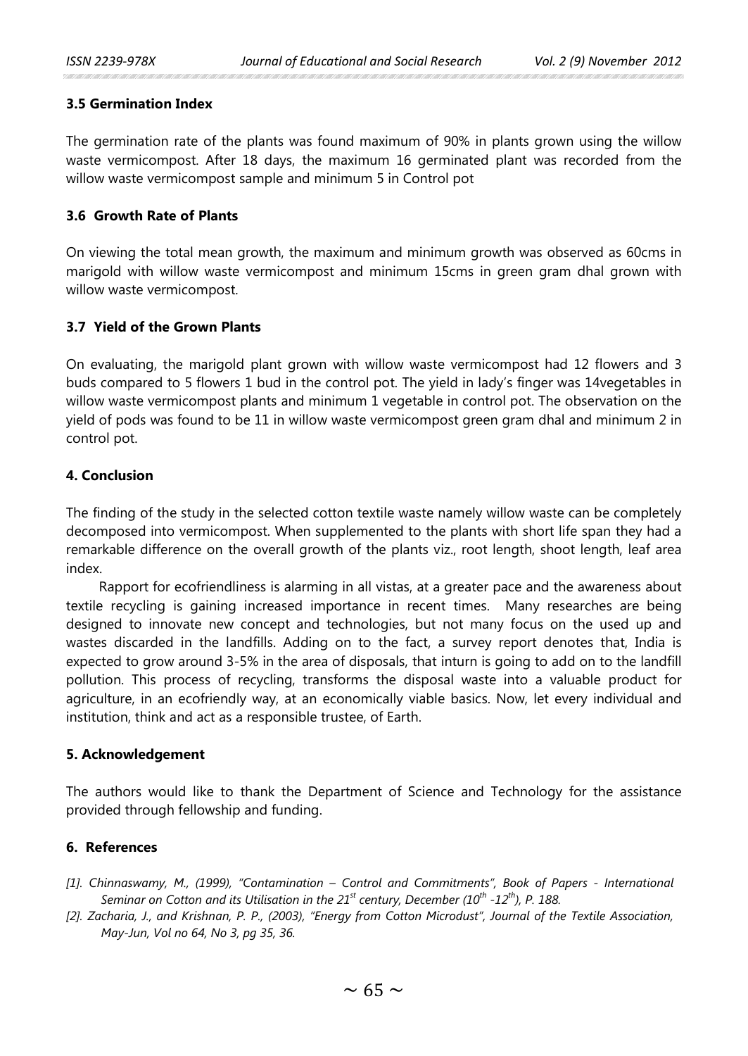### 3.5 Germination Index

The germination rate of the plants was found maximum of 90% in plants grown using the willow waste vermicompost. After 18 days, the maximum 16 germinated plant was recorded from the willow waste vermicompost sample and minimum 5 in Control pot

### 3.6 Growth Rate of Plants

On viewing the total mean growth, the maximum and minimum growth was observed as 60cms in marigold with willow waste vermicompost and minimum 15cms in green gram dhal grown with willow waste vermicompost.

### 3.7 Yield of the Grown Plants

On evaluating, the marigold plant grown with willow waste vermicompost had 12 flowers and 3 buds compared to 5 flowers 1 bud in the control pot. The yield in lady's finger was 14vegetables in willow waste vermicompost plants and minimum 1 vegetable in control pot. The observation on the yield of pods was found to be 11 in willow waste vermicompost green gram dhal and minimum 2 in control pot.

## 4. Conclusion

The finding of the study in the selected cotton textile waste namely willow waste can be completely decomposed into vermicompost. When supplemented to the plants with short life span they had a remarkable difference on the overall growth of the plants viz., root length, shoot length, leaf area index.

Rapport for ecofriendliness is alarming in all vistas, at a greater pace and the awareness about textile recycling is gaining increased importance in recent times. Many researches are being designed to innovate new concept and technologies, but not many focus on the used up and wastes discarded in the landfills. Adding on to the fact, a survey report denotes that, India is expected to grow around 3-5% in the area of disposals, that inturn is going to add on to the landfill pollution. This process of recycling, transforms the disposal waste into a valuable product for agriculture, in an ecofriendly way, at an economically viable basics. Now, let every individual and institution, think and act as a responsible trustee, of Earth.

## 5. Acknowledgement

The authors would like to thank the Department of Science and Technology for the assistance provided through fellowship and funding.

## 6. References

*[1]. Chinnaswamy, M., (1999), "Contamination – Control and Commitments", Book of Papers - International Seminar on Cotton and its Utilisation in the 21st century, December (10th -12th), P. 188.*

*[2]. Zacharia, J., and Krishnan, P. P., (2003), "Energy from Cotton Microdust", Journal of the Textile Association, May-Jun, Vol no 64, No 3, pg 35, 36.*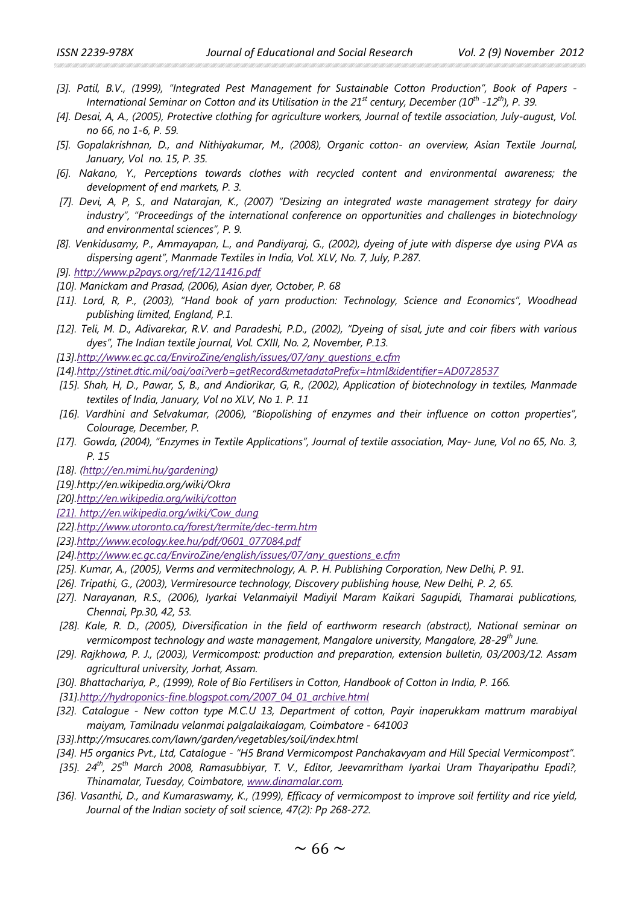*[3]. Patil, B.V., (1999), "Integrated Pest Management for Sustainable Cotton Production", Book of Papers - International Seminar on Cotton and its Utilisation in the 21st century, December (10th -12th), P. 39.*

*[4]. Desai, A, A., (2005), Protective clothing for agriculture workers, Journal of textile association, July-august, Vol. no 66, no 1-6, P. 59.*

*[5]. Gopalakrishnan, D., and Nithiyakumar, M., (2008), Organic cotton- an overview, Asian Textile Journal, January, Vol no. 15, P. 35.*

*[6]. Nakano, Y., Perceptions towards clothes with recycled content and environmental awareness; the development of end markets, P. 3.*

*[7]. Devi, A, P, S., and Natarajan, K., (2007) "Desizing an integrated waste management strategy for dairy industry", "Proceedings of the international conference on opportunities and challenges in biotechnology and environmental sciences", P. 9.*

*[8]. Venkidusamy, P., Ammayapan, L., and Pandiyaraj, G., (2002), dyeing of jute with disperse dye using PVA as dispersing agent", Manmade Textiles in India, Vol. XLV, No. 7, July, P.287.*

*[9]. http://www.p2pays.org/ref/12/11416.pdf*

*[10]. Manickam and Prasad, (2006), Asian dyer, October, P. 68*

*[11]. Lord, R, P., (2003), "Hand book of yarn production: Technology, Science and Economics", Woodhead publishing limited, England, P.1.*

*[12]. Teli, M. D., Adivarekar, R.V. and Paradeshi, P.D., (2002), "Dyeing of sisal, jute and coir fibers with various dyes", The Indian textile journal, Vol. CXIII, No. 2, November, P.13.*

*[13].http://www.ec.gc.ca/EnviroZine/english/issues/07/any_questions_e.cfm*

*[14].http://stinet.dtic.mil/oai/oai?verb=getRecord&metadataPrefix=html&identifier=AD0728537*

*[15]. Shah, H, D., Pawar, S, B., and Andiorikar, G, R., (2002), Application of biotechnology in textiles, Manmade textiles of India, January, Vol no XLV, No 1. P. 11*

*[16]. Vardhini and Selvakumar, (2006), "Biopolishing of enzymes and their influence on cotton properties", Colourage, December, P.*

*[17]. Gowda, (2004), "Enzymes in Textile Applications", Journal of textile association, May- June, Vol no 65, No. 3, P. 15*

*[18]. (http://en.mimi.hu/gardening)*

*[19].http://en.wikipedia.org/wiki/Okra*

*[20].http://en.wikipedia.org/wiki/cotton*

*[21]. http://en.wikipedia.org/wiki/Cow_dung*

*[22].http://www.utoronto.ca/forest/termite/dec-term.htm*

*[23].http://www.ecology.kee.hu/pdf/0601_077084.pdf*

*[24].http://www.ec.gc.ca/EnviroZine/english/issues/07/any_questions_e.cfm*

*[25]. Kumar, A., (2005), Verms and vermitechnology, A. P. H. Publishing Corporation, New Delhi, P. 91.*

*[26]. Tripathi, G., (2003), Vermiresource technology, Discovery publishing house, New Delhi, P. 2, 65.*

*[27]. Narayanan, R.S., (2006), Iyarkai Velanmaiyil Madiyil Maram Kaikari Sagupidi, Thamarai publications, Chennai, Pp.30, 42, 53.*

*[28]. Kale, R. D., (2005), Diversification in the field of earthworm research (abstract), National seminar on vermicompost technology and waste management, Mangalore university, Mangalore, 28-29th June.*

*[29]. Rajkhowa, P. J., (2003), Vermicompost: production and preparation, extension bulletin, 03/2003/12. Assam agricultural university, Jorhat, Assam.*

*[30]. Bhattachariya, P., (1999), Role of Bio Fertilisers in Cotton, Handbook of Cotton in India, P. 166.*

*[31].http://hydroponics-fine.blogspot.com/2007_04_01_archive.html*

*[32]. Catalogue - New cotton type M.C.U 13, Department of cotton, Payir inaperukkam mattrum marabiyal maiyam, Tamilnadu velanmai palgalaikalagam, Coimbatore - 641003*

*[33].http://msucares.com/lawn/garden/vegetables/soil/index.html*

*[34]. H5 organics Pvt., Ltd, Catalogue - "H5 Brand Vermicompost Panchakavyam and Hill Special Vermicompost".*

*[35]. 24th, 25th March 2008, Ramasubbiyar, T. V., Editor, Jeevamritham Iyarkai Uram Thayaripathu Epadi?, Thinamalar, Tuesday, Coimbatore, www.dinamalar.com.*

*[36]. Vasanthi, D., and Kumaraswamy, K., (1999), Efficacy of vermicompost to improve soil fertility and rice yield, Journal of the Indian society of soil science, 47(2): Pp 268-272.*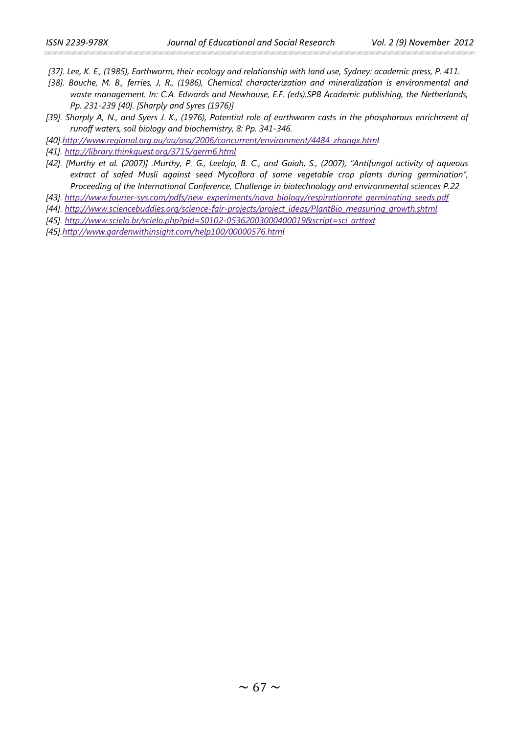[37]. Lee, K. E., (1985), Earthworm, their ecology and relationship with land use, Sydney: academic press, P. 411.

[38]. Bouche, M. B., ferries, J, R., (1986), Chemical characterization and mineralization is environmental and waste management. In: C.A. Edwards and Newhouse, E.F. (eds).SPB Academic publishing, the Netherlands, Pp. 231-239 [40]. [Sharply and Syres (1976)]

[39]. Sharply A, N., and Syers J. K., (1976), Potential role of earthworm casts in the phosphorous enrichment of runoff waters, soil biology and biochemistry, 8: Pp. 341-346.

[40].http://www.regional.org.au/au/asa/2006/concurrent/environment/4484_zhangx.html

[41]. http://library.thinkquest.org/3715/germ6.html

[42]. [Murthy et al. (2007)] .Murthy, P. G., Leelaja, B. C., and Gaiah, S., (2007), "Antifungal activity of aqueous extract of safed Musli against seed Mycoflora of some vegetable crop plants during germination", Proceeding of the International Conference, Challenge in biotechnology and environmental sciences P.22

[43]. http://www.fourier-sys.com/pdfs/new_experiments/nova_biology/respirationrate_germinating_seeds.pdf

[44]. http://www.sciencebuddies.org/science-fair-projects/project_ideas/PlantBio_measuring_growth.shtml

[45]. http://www.scielo.br/scielo.php?pid=S0102-05362003000400019&script=sci_arttext

[45].http://www.gardenwithinsight.com/help100/00000576.html